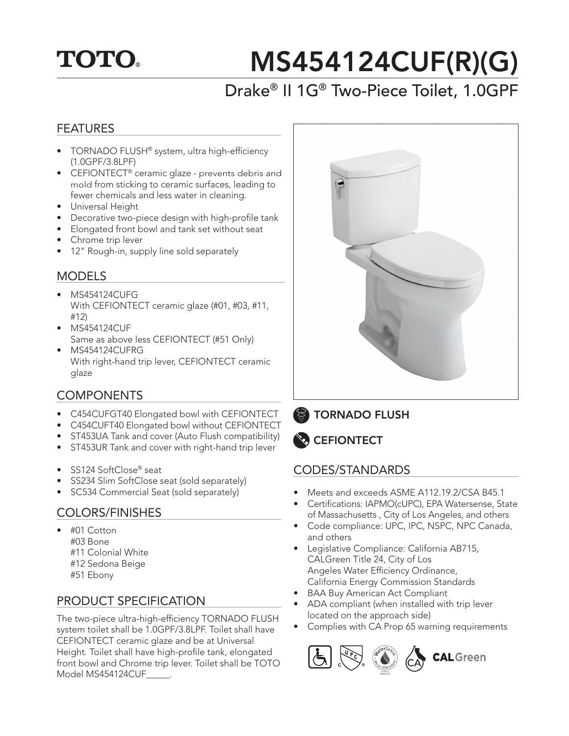TOTO®

# MS454124CUF(R)(G)

## Drake® II 1G® Two-Piece Toilet, 1.0GPF

## FEATURES

- TORNADO FLUSH® system, ultra high-efficiency (1.0GPF/3.8LPF)
- CEFIONTECT® ceramic glaze - prevents debris and mold from sticking to ceramic surfaces, leading to fewer chemicals and less water in cleaning.
- Universal Height
- Decorative two-piece design with high-profile tank
- Elongated front bowl and tank set without seat
- Chrome trip lever
- 12" Rough-in, supply line sold separately

## MODELS

- MS454124CUFG
  With CEFIONTECT ceramic glaze (#01, #03, #11, #12)
- MS454124CUF
  Same as above less CEFIONTECT (#51 Only)
- MS454124CUFRG
  With right-hand trip lever, CEFIONTECT ceramic glaze

## COMPONENTS

- C454CUFGT40 Elongated bowl with CEFIONTECT
- C454CUFT40 Elongated bowl without CEFIONTECT
- ST453UA Tank and cover (Auto Flush compatibility)
- ST453UR Tank and cover with right-hand trip lever

- SS124 SoftClose® seat
- SS234 Slim SoftClose seat (sold separately)
- SC534 Commercial Seat (sold separately)

## COLORS/FINISHES

- #01 Cotton
  #03 Bone
  #11 Colonial White
  #12 Sedona Beige
  #51 Ebony

## PRODUCT SPECIFICATION

The two-piece ultra-high-efficiency TORNADO FLUSH system toilet shall be 1.0GPF/3.8LPF. Toilet shall have CEFIONTECT ceramic glaze and be at Universal Height. Toilet shall have high-profile tank, elongated front bowl and Chrome trip lever. Toilet shall be TOTO Model MS454124CUF_____.

**TORNADO FLUSH**

**CEFIONTECT**

## CODES/STANDARDS

- Meets and exceeds ASME A112.19.2/CSA B45.1
- Certifications: IAPMO(cUPC), EPA Watersense, State of Massachusetts , City of Los Angeles, and others
- Code compliance: UPC, IPC, NSPC, NPC Canada, and others
- Legislative Compliance: California AB715, CALGreen Title 24, City of Los Angeles Water Efficiency Ordinance, California Energy Commission Standards
- BAA Buy American Act Compliant
- ADA compliant (when installed with trip lever located on the approach side)
- Complies with CA Prop 65 warning requirements

CALGreen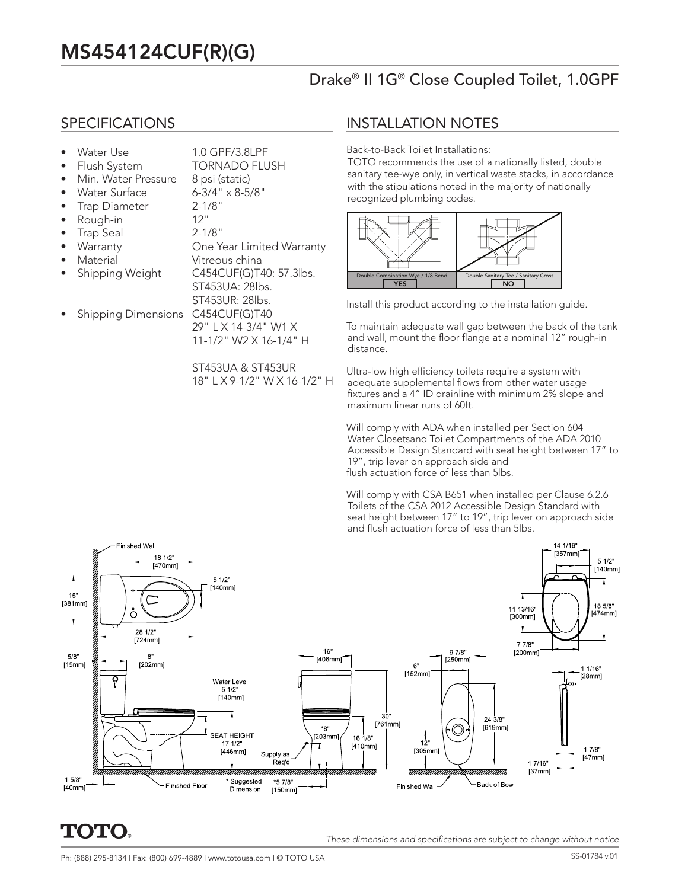# MS454124CUF(R)(G)

## Drake® II 1G® Close Coupled Toilet, 1.0GPF

## SPECIFICATIONS

| | |
|---|---|
| • Water Use | 1.0 GPF/3.8LPF |
| • Flush System | TORNADO FLUSH |
| • Min. Water Pressure | 8 psi (static) |
| • Water Surface | 6-3/4" x 8-5/8" |
| • Trap Diameter | 2-1/8" |
| • Rough-in | 12" |
| • Trap Seal | 2-1/8" |
| • Warranty | One Year Limited Warranty |
| • Material | Vitreous china |
| • Shipping Weight | C454CUF(G)T40: 57.3lbs.<br>ST453UA: 28lbs.<br>ST453UR: 28lbs. |
| • Shipping Dimensions | C454CUF(G)T40<br>29" L X 14-3/4" W1 X 11-1/2" W2 X 16-1/4" H<br><br>ST453UA & ST453UR<br>18" L X 9-1/2" W X 16-1/2" H |

## INSTALLATION NOTES

Back-to-Back Toilet Installations:
TOTO recommends the use of a nationally listed, double sanitary tee-wye only, in vertical waste stacks, in accordance with the stipulations noted in the majority of nationally recognized plumbing codes.

Double Combination Wye / 1/8 Bend — YES

Double Sanitary Tee / Sanitary Cross — NO

Install this product according to the installation guide.

To maintain adequate wall gap between the back of the tank and wall, mount the floor flange at a nominal 12" rough-in distance.

Ultra-low high efficiency toilets require a system with adequate supplemental flows from other water usage fixtures and a 4" ID drainline with minimum 2% slope and maximum linear runs of 60ft.

Will comply with ADA when installed per Section 604 Water Closetsand Toilet Compartments of the ADA 2010 Accessible Design Standard with seat height between 17" to 19", trip lever on approach side and flush actuation force of less than 5lbs.

Will comply with CSA B651 when installed per Clause 6.2.6 Toilets of the CSA 2012 Accessible Design Standard with seat height between 17" to 19", trip lever on approach side and flush actuation force of less than 5lbs.

Finished Wall
18 1/2" [470mm]
5 1/2" [140mm]
15" [381mm]
28 1/2" [724mm]
5/8" [15mm]
8" [202mm]
Water Level 5 1/2" [140mm]
SEAT HEIGHT 17 1/2" [446mm]
1 5/8" [40mm]
Finished Floor
* Suggested Dimension
16" [406mm]
30" [761mm]
*8" [203mm]
16 1/8" [410mm]
Supply as Req'd
*5 7/8" [150mm]
9 7/8" [250mm]
6" [152mm]
24 3/8" [619mm]
12" [305mm]
Finished Wall
Back of Bowl
14 1/16" [357mm]
5 1/2" [140mm]
11 13/16" [300mm]
18 5/8" [474mm]
7 7/8" [200mm]
1 1/16" [28mm]
1 7/8" [47mm]
1 7/16" [37mm]

TOTO®

*These dimensions and specifications are subject to change without notice*

Ph: (888) 295-8134 | Fax: (800) 699-4889 | www.totousa.com | © TOTO USA

SS-01784 v.01